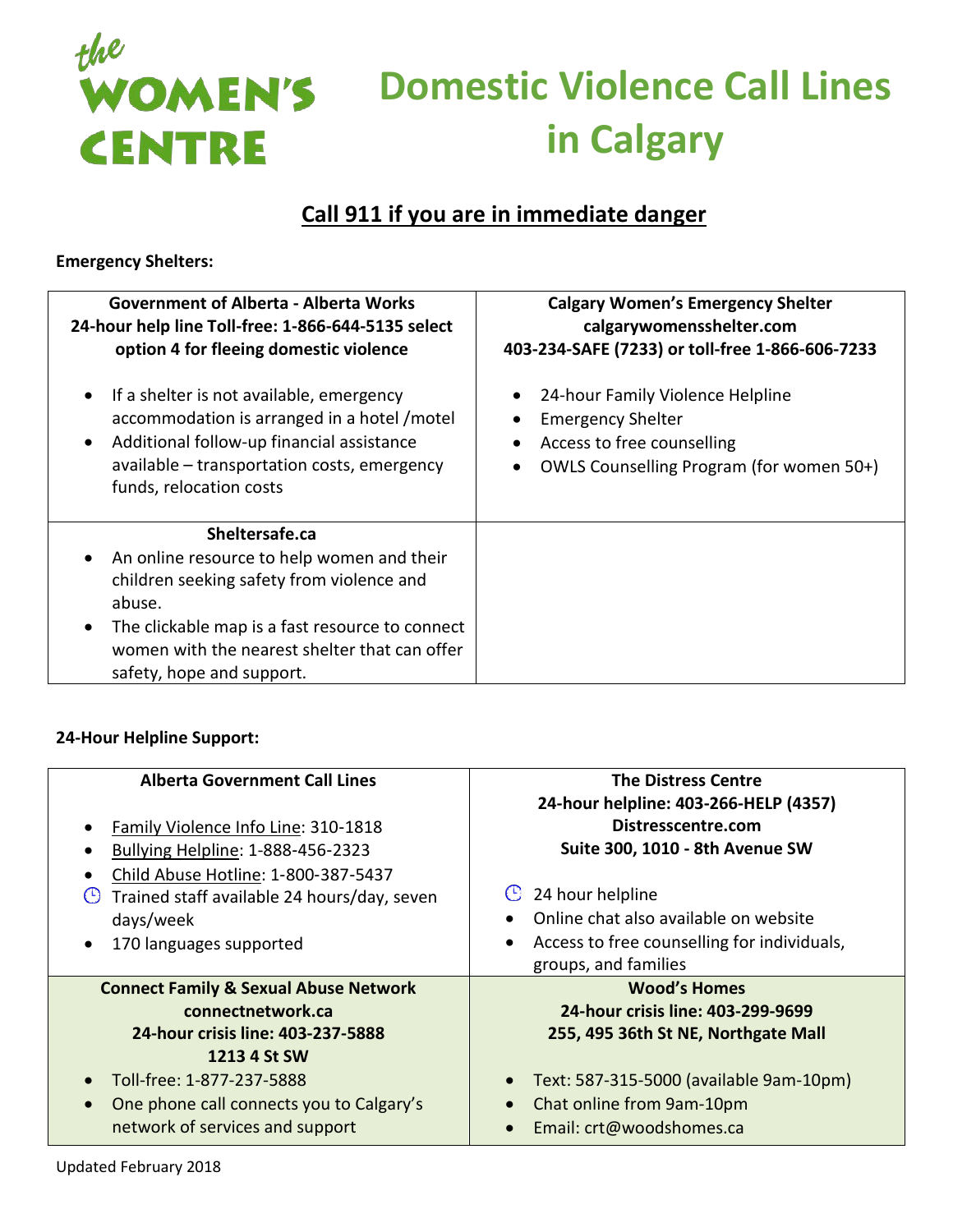# the WOMEN'S CENTRE

# Domestic Violence Call Lines in Calgary

## Call 911 if you are in immediate danger

**Emergency Shelters:**

| | |
|---|---|
| **Government of Alberta - Alberta Works**<br>**24-hour help line Toll-free: 1-866-644-5135 select option 4 for fleeing domestic violence**<br>• If a shelter is not available, emergency accommodation is arranged in a hotel /motel<br>• Additional follow-up financial assistance available – transportation costs, emergency funds, relocation costs | **Calgary Women's Emergency Shelter**<br>**calgarywomensshelter.com**<br>**403-234-SAFE (7233) or toll-free 1-866-606-7233**<br>• 24-hour Family Violence Helpline<br>• Emergency Shelter<br>• Access to free counselling<br>• OWLS Counselling Program (for women 50+) |
| **Sheltersafe.ca**<br>• An online resource to help women and their children seeking safety from violence and abuse.<br>• The clickable map is a fast resource to connect women with the nearest shelter that can offer safety, hope and support. | |

**24-Hour Helpline Support:**

| | |
|---|---|
| **Alberta Government Call Lines**<br>• Family Violence Info Line: 310-1818<br>• Bullying Helpline: 1-888-456-2323<br>• Child Abuse Hotline: 1-800-387-5437<br>• Trained staff available 24 hours/day, seven days/week<br>• 170 languages supported | **The Distress Centre**<br>**24-hour helpline: 403-266-HELP (4357)**<br>**Distresscentre.com**<br>**Suite 300, 1010 - 8th Avenue SW**<br>• 24 hour helpline<br>• Online chat also available on website<br>• Access to free counselling for individuals, groups, and families |
| **Connect Family & Sexual Abuse Network**<br>**connectnetwork.ca**<br>**24-hour crisis line: 403-237-5888**<br>**1213 4 St SW**<br>• Toll-free: 1-877-237-5888<br>• One phone call connects you to Calgary's network of services and support | **Wood's Homes**<br>**24-hour crisis line: 403-299-9699**<br>**255, 495 36th St NE, Northgate Mall**<br>• Text: 587-315-5000 (available 9am-10pm)<br>• Chat online from 9am-10pm<br>• Email: crt@woodshomes.ca |

Updated February 2018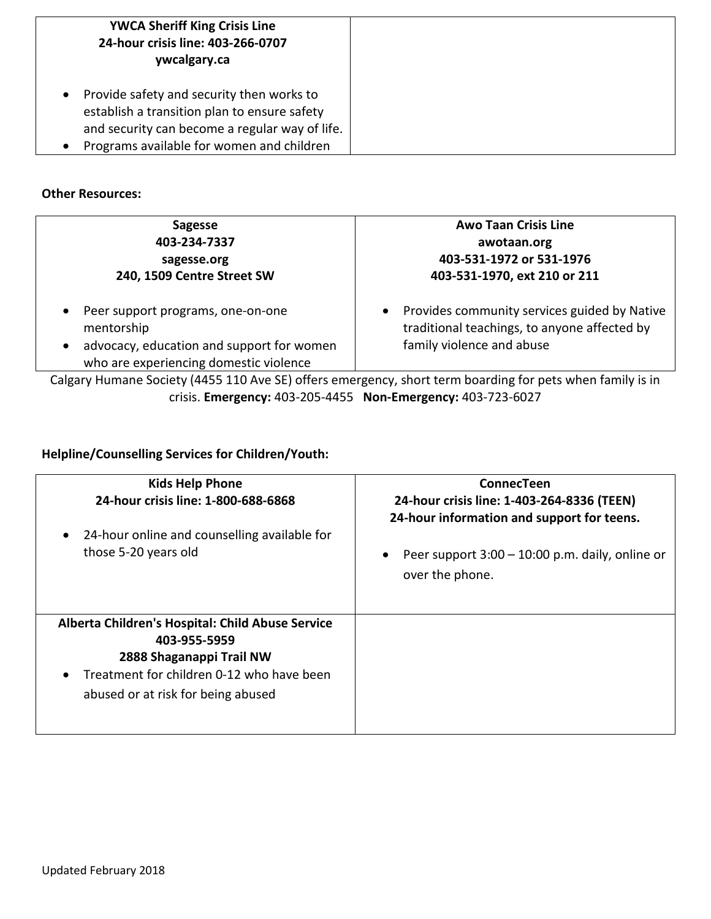| | |
|---|---|
| **YWCA Sheriff King Crisis Line**<br>**24-hour crisis line: 403-266-0707**<br>**ywcalgary.ca**<br><br>• Provide safety and security then works to establish a transition plan to ensure safety and security can become a regular way of life.<br>• Programs available for women and children | |

**Other Resources:**

| | |
|---|---|
| **Sagesse**<br>**403-234-7337**<br>**sagesse.org**<br>**240, 1509 Centre Street SW**<br><br>• Peer support programs, one-on-one mentorship<br>• advocacy, education and support for women who are experiencing domestic violence | **Awo Taan Crisis Line**<br>**awotaan.org**<br>**403-531-1972 or 531-1976**<br>**403-531-1970, ext 210 or 211**<br><br>• Provides community services guided by Native traditional teachings, to anyone affected by family violence and abuse |

Calgary Humane Society (4455 110 Ave SE) offers emergency, short term boarding for pets when family is in crisis. **Emergency:** 403-205-4455 **Non-Emergency:** 403-723-6027

**Helpline/Counselling Services for Children/Youth:**

| | |
|---|---|
| **Kids Help Phone**<br>**24-hour crisis line: 1-800-688-6868**<br><br>• 24-hour online and counselling available for those 5-20 years old | **ConnecTeen**<br>**24-hour crisis line: 1-403-264-8336 (TEEN)**<br>**24-hour information and support for teens.**<br><br>• Peer support 3:00 – 10:00 p.m. daily, online or over the phone. |
| **Alberta Children's Hospital: Child Abuse Service**<br>**403-955-5959**<br>**2888 Shaganappi Trail NW**<br>• Treatment for children 0-12 who have been abused or at risk for being abused | |

Updated February 2018